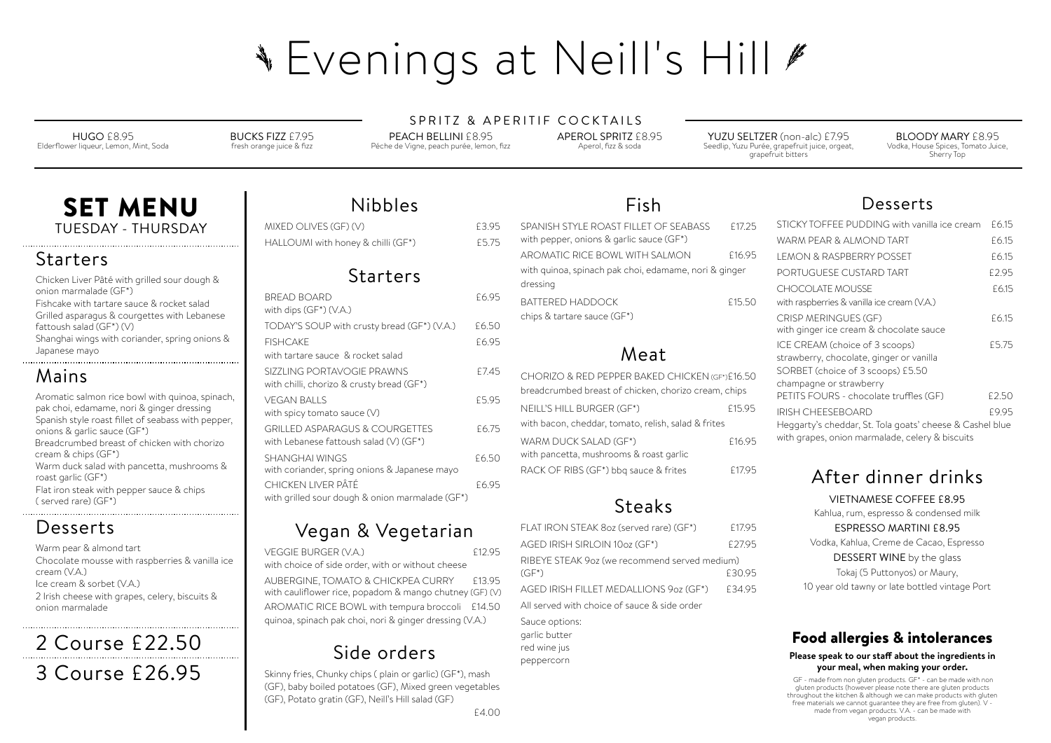# Evenings at Neill's Hill

## SPRITZ & APERITIF COCKTAILS

**HUGO** £8.95
Elderflower liqueur, Lemon, Mint, Soda

**BUCKS FIZZ** £7.95
fresh orange juice & fizz

**PEACH BELLINI** £8.95
Pêche de Vigne, peach purée, lemon, fizz

**APEROL SPRITZ** £8.95
Aperol, fizz & soda

**YUZU SELTZER** (non-alc) £7.95
Seedlip, Yuzu Purée, grapefruit juice, orgeat, grapefruit bitters

**BLOODY MARY** £8.95
Vodka, House Spices, Tomato Juice, Sherry Top

## SET MENU
TUESDAY - THURSDAY

### Starters

Chicken Liver Pâté with grilled sour dough & onion marmalade (GF*)
Fishcake with tartare sauce & rocket salad
Grilled asparagus & courgettes with Lebanese fattoush salad (GF*) (V)
Shanghai wings with coriander, spring onions & Japanese mayo

### Mains

Aromatic salmon rice bowl with quinoa, spinach, pak choi, edamame, nori & ginger dressing
Spanish style roast fillet of seabass with pepper, onions & garlic sauce (GF*)
Breadcrumbed breast of chicken with chorizo cream & chips (GF*)
Warm duck salad with pancetta, mushrooms & roast garlic (GF*)
Flat iron steak with pepper sauce & chips ( served rare) (GF*)

### Desserts

Warm pear & almond tart
Chocolate mousse with raspberries & vanilla ice cream (V.A.)
Ice cream & sorbet (V.A.)
2 Irish cheese with grapes, celery, biscuits & onion marmalade

2 Course £22.50

3 Course £26.95

## Nibbles

| | |
|---|---|
| MIXED OLIVES (GF) (V) | £3.95 |
| HALLOUMI with honey & chilli (GF*) | £5.75 |

## Starters

| | |
|---|---|
| BREAD BOARD with dips (GF*) (V.A.) | £6.95 |
| TODAY'S SOUP with crusty bread (GF*) (V.A.) | £6.50 |
| FISHCAKE with tartare sauce & rocket salad | £6.95 |
| SIZZLING PORTAVOGIE PRAWNS with chilli, chorizo & crusty bread (GF*) | £7.45 |
| VEGAN BALLS with spicy tomato sauce (V) | £5.95 |
| GRILLED ASPARAGUS & COURGETTES with Lebanese fattoush salad (V) (GF*) | £6.75 |
| SHANGHAI WINGS with coriander, spring onions & Japanese mayo | £6.50 |
| CHICKEN LIVER PÂTÉ with grilled sour dough & onion marmalade (GF*) | £6.95 |

## Vegan & Vegetarian

| | |
|---|---|
| VEGGIE BURGER (V.A.) with choice of side order, with or without cheese | £12.95 |
| AUBERGINE, TOMATO & CHICKPEA CURRY with cauliflower rice, popadom & mango chutney (GF) (V) | £13.95 |
| AROMATIC RICE BOWL with tempura broccoli quinoa, spinach pak choi, nori & ginger dressing (V.A.) | £14.50 |

## Side orders

Skinny fries, Chunky chips ( plain or garlic) (GF*), mash (GF), baby boiled potatoes (GF), Mixed green vegetables (GF), Potato gratin (GF), Neill's Hill salad (GF)

£4.00

## Fish

| | |
|---|---|
| SPANISH STYLE ROAST FILLET OF SEABASS with pepper, onions & garlic sauce (GF*) | £17.25 |
| AROMATIC RICE BOWL WITH SALMON with quinoa, spinach pak choi, edamame, nori & ginger dressing | £16.95 |
| BATTERED HADDOCK chips & tartare sauce (GF*) | £15.50 |

## Meat

| | |
|---|---|
| CHORIZO & RED PEPPER BAKED CHICKEN (GF*) breadcrumbed breast of chicken, chorizo cream, chips | £16.50 |
| NEILL'S HILL BURGER (GF*) with bacon, cheddar, tomato, relish, salad & frites | £15.95 |
| WARM DUCK SALAD (GF*) with pancetta, mushrooms & roast garlic | £16.95 |
| RACK OF RIBS (GF*) bbq sauce & frites | £17.95 |

## Steaks

| | |
|---|---|
| FLAT IRON STEAK 8oz (served rare) (GF*) | £17.95 |
| AGED IRISH SIRLOIN 10oz (GF*) | £27.95 |
| RIBEYE STEAK 9oz (we recommend served medium) (GF*) | £30.95 |
| AGED IRISH FILLET MEDALLIONS 9oz (GF*) | £34.95 |

All served with choice of sauce & side order

Sauce options:
garlic butter
red wine jus
peppercorn

## Desserts

| | |
|---|---|
| STICKY TOFFEE PUDDING with vanilla ice cream | £6.15 |
| WARM PEAR & ALMOND TART | £6.15 |
| LEMON & RASPBERRY POSSET | £6.15 |
| PORTUGUESE CUSTARD TART | £2.95 |
| CHOCOLATE MOUSSE with raspberries & vanilla ice cream (V.A.) | £6.15 |
| CRISP MERINGUES (GF) with ginger ice cream & chocolate sauce | £6.15 |
| ICE CREAM (choice of 3 scoops) strawberry, chocolate, ginger or vanilla | £5.75 |
| SORBET (choice of 3 scoops) £5.50 champagne or strawberry | |
| PETITS FOURS - chocolate truffles (GF) | £2.50 |
| IRISH CHEESEBOARD Heggarty's cheddar, St. Tola goats' cheese & Cashel blue with grapes, onion marmalade, celery & biscuits | £9.95 |

## After dinner drinks

**VIETNAMESE COFFEE £8.95**
Kahlua, rum, espresso & condensed milk

**ESPRESSO MARTINI £8.95**
Vodka, Kahlua, Creme de Cacao, Espresso

**DESSERT WINE** by the glass
Tokaj (5 Puttonyos) or Maury,
10 year old tawny or late bottled vintage Port

## Food allergies & intolerances

**Please speak to our staff about the ingredients in your meal, when making your order.**

GF - made from non gluten products. GF* - can be made with non gluten products (however please note there are gluten products throughout the kitchen & although we can make products with gluten free materials we cannot guarantee they are free from gluten). V - made from vegan products. V.A. - can be made with vegan products.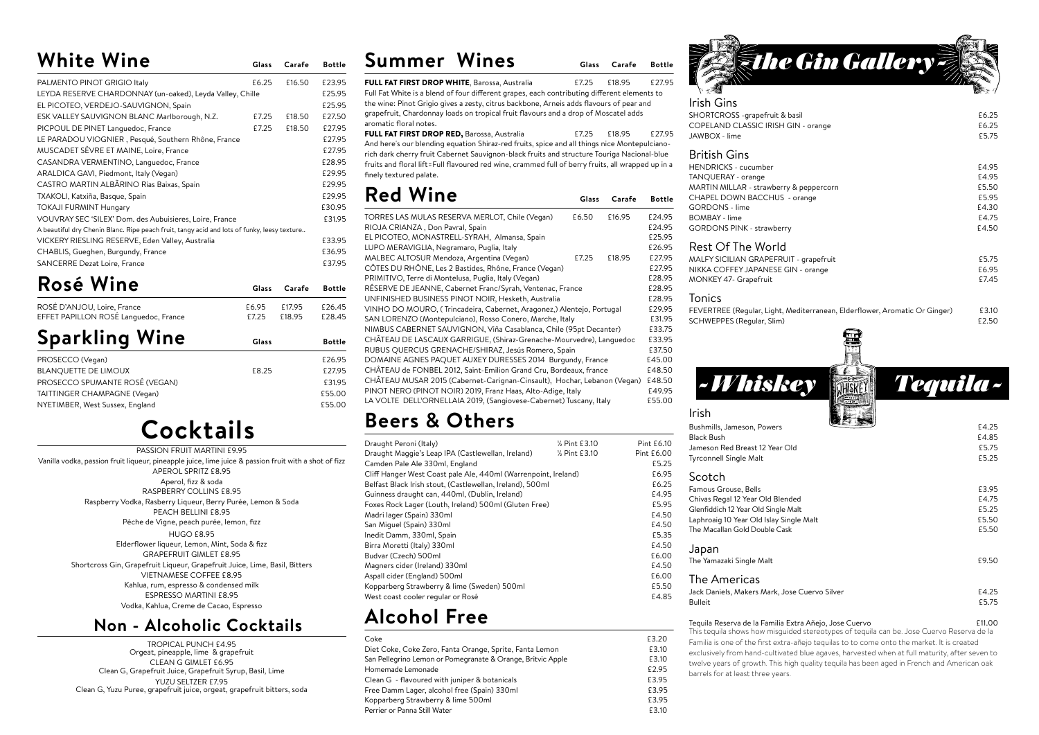## White Wine

| | Glass | Carafe | Bottle |
|---|---|---|---|
| PALMENTO PINOT GRIGIO Italy | £6.25 | £16.50 | £23.95 |
| LEYDA RESERVE CHARDONNAY (un-oaked), Leyda Valley, Chille | | | £25.95 |
| EL PICOTEO, VERDEJO-SAUVIGNON, Spain | | | £25.95 |
| ESK VALLEY SAUVIGNON BLANC Marlborough, N.Z. | £7.25 | £18.50 | £27.50 |
| PICPOUL DE PINET Languedoc, France | £7.25 | £18.50 | £27.95 |
| LE PARADOU VIOGNIER , Pesqué, Southern Rhône, France | | | £27.95 |
| MUSCADET SÈVRE ET MAINE, Loire, France | | | £27.95 |
| CASANDRA VERMENTINO, Languedoc, France | | | £28.95 |
| ARALDICA GAVI, Piedmont, Italy (Vegan) | | | £29.95 |
| CASTRO MARTIN ALBĀRINO Rias Baixas, Spain | | | £29.95 |
| TXAKOLI, Katxiña, Basque, Spain | | | £29.95 |
| TOKAJI FURMINT Hungary | | | £30.95 |
| VOUVRAY SEC 'SILEX' Dom. des Aubuisieres, Loire, France | | | £31.95 |
| A beautiful dry Chenin Blanc. Ripe peach fruit, tangy acid and lots of funky, leesy texture.. | | | |
| VICKERY RIESLING RESERVE, Eden Valley, Australia | | | £33.95 |
| CHABLIS, Gueghen, Burgundy, France | | | £36.95 |
| SANCERRE Dezat Loire, France | | | £37.95 |

## Rosé Wine

| | Glass | Carafe | Bottle |
|---|---|---|---|
| ROSÉ D'ANJOU, Loire, France | £6.95 | £17.95 | £26.45 |
| EFFET PAPILLON ROSÉ Languedoc, France | £7.25 | £18.95 | £28.45 |

## Sparkling Wine

| | Glass | Bottle |
|---|---|---|
| PROSECCO (Vegan) | | £26.95 |
| BLANQUETTE DE LIMOUX | £8.25 | £27.95 |
| PROSECCO SPUMANTE ROSÉ (VEGAN) | | £31.95 |
| TAITTINGER CHAMPAGNE (Vegan) | | £55.00 |
| NYETIMBER, West Sussex, England | | £55.00 |

# Cocktails

PASSION FRUIT MARTINI £9.95
Vanilla vodka, passion fruit liqueur, pineapple juice, lime juice & passion fruit with a shot of fizz

APEROL SPRITZ £8.95
Aperol, fizz & soda

RASPBERRY COLLINS £8.95
Raspberry Vodka, Rasberry Liqueur, Berry Purée, Lemon & Soda

PEACH BELLINI £8.95
Péche de Vigne, peach purée, lemon, fizz

HUGO £8.95
Elderflower liqueur, Lemon, Mint, Soda & fizz

GRAPEFRUIT GIMLET £8.95
Shortcross Gin, Grapefruit Liqueur, Grapefruit Juice, Lime, Basil, Bitters

VIETNAMESE COFFEE £8.95
Kahlua, rum, espresso & condensed milk

ESPRESSO MARTINI £8.95
Vodka, Kahlua, Creme de Cacao, Espresso

## Non - Alcoholic Cocktails

TROPICAL PUNCH £4.95
Orgeat, pineapple, lime & grapefruit

CLEAN G GIMLET £6.95
Clean G, Grapefruit Juice, Grapefruit Syrup, Basil, Lime

YUZU SELTZER £7.95
Clean G, Yuzu Puree, grapefruit juice, orgeat, grapefruit bitters, soda

## Summer Wines

| | Glass | Carafe | Bottle |
|---|---|---|---|
| **FULL FAT FIRST DROP WHITE**, Barossa, Australia | £7.25 | £18.95 | £27.95 |

Full Fat White is a blend of four different grapes, each contributing different elements to the wine: Pinot Grigio gives a zesty, citrus backbone, Arneis adds flavours of pear and grapefruit, Chardonnay loads on tropical fruit flavours and a drop of Moscatel adds aromatic floral notes.

| | Glass | Carafe | Bottle |
|---|---|---|---|
| **FULL FAT FIRST DROP RED,** Barossa, Australia | £7.25 | £18.95 | £27.95 |

And here's our blending equation Shiraz-red fruits, spice and all things nice Montepulciano-rich dark cherry fruit Cabernet Sauvignon-black fruits and structure Touriga Nacional-blue fruits and floral lift=Full flavoured red wine, crammed full of berry fruits, all wrapped up in a finely textured palate.

## Red Wine

| | Glass | Carafe | Bottle |
|---|---|---|---|
| TORRES LAS MULAS RESERVA MERLOT, Chile (Vegan) | £6.50 | £16.95 | £24.95 |
| RIOJA CRIANZA , Don Pavral, Spain | | | £24.95 |
| EL PICOTEO, MONASTRELL-SYRAH, Almansa, Spain | | | £25.95 |
| LUPO MERAVIGLIA, Negramaro, Puglia, Italy | | | £26.95 |
| MALBEC ALTOSUR Mendoza, Argentina (Vegan) | £7.25 | £18.95 | £27.95 |
| CÔTES DU RHÔNE, Les 2 Bastides, Rhône, France (Vegan) | | | £27.95 |
| PRIMITIVO, Terre di Montelusa, Puglia, Italy (Vegan) | | | £28.95 |
| RÉSERVE DE JEANNE, Cabernet Franc/Syrah, Ventenac, France | | | £28.95 |
| UNFINISHED BUSINESS PINOT NOIR, Hesketh, Australia | | | £28.95 |
| VINHO DO MOURO, ( Trincadeira, Cabernet, Aragonez,) Alentejo, Portugal | | | £29.95 |
| SAN LORENZO (Montepulciano), Rosso Conero, Marche, Italy | | | £31.95 |
| NIMBUS CABERNET SAUVIGNON, Viña Casablanca, Chile (95pt Decanter) | | | £33.75 |
| CHÂTEAU DE LASCAUX GARRIGUE, (Shiraz-Grenache-Mourvedre), Languedoc | | | £33.95 |
| RUBUS QUERCUS GRENACHE/SHIRAZ, Jesús Romero, Spain | | | £37.50 |
| DOMAINE AGNES PAQUET AUXEY DURESSES 2014 Burgundy, France | | | £45.00 |
| CHÂTEAU de FONBEL 2012, Saint-Emilion Grand Cru, Bordeaux, France | | | £48.50 |
| CHÂTEAU MUSAR 2015 (Cabernet-Carignan-Cinsault), Hochar, Lebanon (Vegan) | | | £48.50 |
| PINOT NERO (PINOT NOIR) 2019, Franz Haas, Alto-Adige, Italy | | | £49.95 |
| LA VOLTE DELL'ORNELLAIA 2019, (Sangiovese-Cabernet) Tuscany, Italy | | | £55.00 |

## Beers & Others

| | | |
|---|---|---|
| Draught Peroni (Italy) | ½ Pint £3.10 | Pint £6.10 |
| Draught Maggie's Leap IPA (Castlewellan, Ireland) | ½ Pint £3.10 | Pint £6.00 |
| Camden Pale Ale 330ml, England | | £5.25 |
| Cliff Hanger West Coast pale Ale, 440ml (Warrenpoint, Ireland) | | £6.95 |
| Belfast Black Irish stout, (Castlewellan, Ireland), 500ml | | £6.25 |
| Guinness draught can, 440ml, (Dublin, Ireland) | | £4.95 |
| Foxes Rock Lager (Louth, Ireland) 500ml (Gluten Free) | | £5.95 |
| Madri lager (Spain) 330ml | | £4.50 |
| San Miguel (Spain) 330ml | | £4.50 |
| Inedit Damm, 330ml, Spain | | £5.35 |
| Birra Moretti (Italy) 330ml | | £4.50 |
| Budvar (Czech) 500ml | | £6.00 |
| Magners cider (Ireland) 330ml | | £4.50 |
| Aspall cider (England) 500ml | | £6.00 |
| Kopparberg Strawberry & lime (Sweden) 500ml | | £5.50 |
| West coast cooler regular or Rosé | | £4.85 |

## Alcohol Free

| | |
|---|---|
| Coke | £3.20 |
| Diet Coke, Coke Zero, Fanta Orange, Sprite, Fanta Lemon | £3.10 |
| San Pellegrino Lemon or Pomegranate & Orange, Britvic Apple | £3.10 |
| Homemade Lemonade | £2.95 |
| Clean G - flavoured with juniper & botanicals | £3.95 |
| Free Damm Lager, alcohol free (Spain) 330ml | £3.95 |
| Kopparberg Strawberry & lime 500ml | £3.95 |
| Perrier or Panna Still Water | £3.10 |

# - the Gin Gallery -

### Irish Gins

| | |
|---|---|
| SHORTCROSS -grapefruit & basil | £6.25 |
| COPELAND CLASSIC IRISH GIN - orange | £6.25 |
| JAWBOX - lime | £5.75 |

### British Gins

| | |
|---|---|
| HENDRICKS - cucumber | £4.95 |
| TANQUERAY - orange | £4.95 |
| MARTIN MILLAR - strawberry & peppercorn | £5.50 |
| CHAPEL DOWN BACCHUS - orange | £5.95 |
| GORDONS - lime | £4.30 |
| BOMBAY - lime | £4.75 |
| GORDONS PINK - strawberry | £4.50 |

### Rest Of The World

| | |
|---|---|
| MALFY SICILIAN GRAPEFRUIT - grapefruit | £5.75 |
| NIKKA COFFEY JAPANESE GIN - orange | £6.95 |
| MONKEY 47- Grapefruit | £7.45 |

### Tonics

| | |
|---|---|
| FEVERTREE (Regular, Light, Mediterranean, Elderflower, Aromatic Or Ginger) | £3.10 |
| SCHWEPPES (Regular, Slim) | £2.50 |

# - Whiskey Tequila -

### Irish

| | |
|---|---|
| Bushmills, Jameson, Powers | £4.25 |
| Black Bush | £4.85 |
| Jameson Red Breast 12 Year Old | £5.75 |
| Tyrconnell Single Malt | £5.25 |

### Scotch

| | |
|---|---|
| Famous Grouse, Bells | £3.95 |
| Chivas Regal 12 Year Old Blended | £4.75 |
| Glenfiddich 12 Year Old Single Malt | £5.25 |
| Laphroaig 10 Year Old Islay Single Malt | £5.50 |
| The Macallan Gold Double Cask | £5.50 |

### Japan

| | |
|---|---|
| The Yamazaki Single Malt | £9.50 |

### The Americas

| | |
|---|---|
| Jack Daniels, Makers Mark, Jose Cuervo Silver | £4.25 |
| Bulleit | £5.75 |

| | |
|---|---|
| Tequila Reserva de la Familia Extra Añejo, Jose Cuervo | £11.00 |

This tequila shows how misguided stereotypes of tequila can be. Jose Cuervo Reserva de la Familia is one of the first extra-añejo tequilas to to come onto the market. It is created exclusively from hand-cultivated blue agaves, harvested when at full maturity, after seven to twelve years of growth. This high quality tequila has been aged in French and American oak barrels for at least three years.